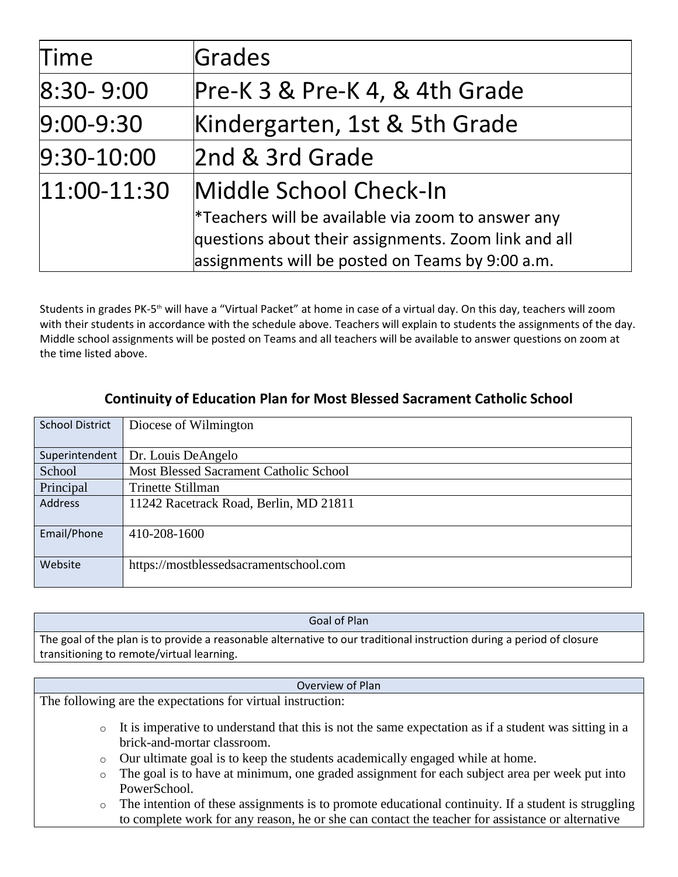| Time | Grades |
|---|---|
| 8:30- 9:00 | Pre-K 3 & Pre-K 4, & 4th Grade |
| 9:00-9:30 | Kindergarten, 1st & 5th Grade |
| 9:30-10:00 | 2nd & 3rd Grade |
| 11:00-11:30 | Middle School Check-In<br>*Teachers will be available via zoom to answer any questions about their assignments. Zoom link and all assignments will be posted on Teams by 9:00 a.m. |

Students in grades PK-5th will have a "Virtual Packet" at home in case of a virtual day. On this day, teachers will zoom with their students in accordance with the schedule above. Teachers will explain to students the assignments of the day. Middle school assignments will be posted on Teams and all teachers will be available to answer questions on zoom at the time listed above.

## Continuity of Education Plan for Most Blessed Sacrament Catholic School

| School District | Diocese of Wilmington |
|---|---|
| Superintendent | Dr. Louis DeAngelo |
| School | Most Blessed Sacrament Catholic School |
| Principal | Trinette Stillman |
| Address | 11242 Racetrack Road, Berlin, MD 21811 |
| Email/Phone | 410-208-1600 |
| Website | https://mostblessedsacramentschool.com |

| Goal of Plan |
|---|
| The goal of the plan is to provide a reasonable alternative to our traditional instruction during a period of closure transitioning to remote/virtual learning. |

**Overview of Plan**

The following are the expectations for virtual instruction:

- It is imperative to understand that this is not the same expectation as if a student was sitting in a brick-and-mortar classroom.
- Our ultimate goal is to keep the students academically engaged while at home.
- The goal is to have at minimum, one graded assignment for each subject area per week put into PowerSchool.
- The intention of these assignments is to promote educational continuity. If a student is struggling to complete work for any reason, he or she can contact the teacher for assistance or alternative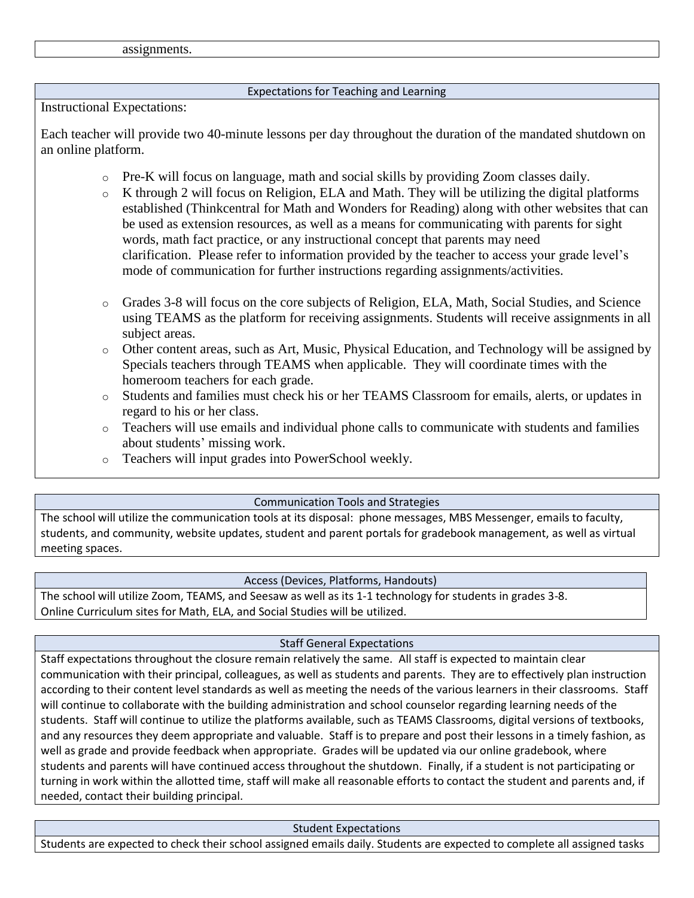assignments.

## Expectations for Teaching and Learning

Instructional Expectations:

Each teacher will provide two 40-minute lessons per day throughout the duration of the mandated shutdown on an online platform.

- Pre-K will focus on language, math and social skills by providing Zoom classes daily.
- K through 2 will focus on Religion, ELA and Math. They will be utilizing the digital platforms established (Thinkcentral for Math and Wonders for Reading) along with other websites that can be used as extension resources, as well as a means for communicating with parents for sight words, math fact practice, or any instructional concept that parents may need clarification. Please refer to information provided by the teacher to access your grade level's mode of communication for further instructions regarding assignments/activities.
- Grades 3-8 will focus on the core subjects of Religion, ELA, Math, Social Studies, and Science using TEAMS as the platform for receiving assignments. Students will receive assignments in all subject areas.
- Other content areas, such as Art, Music, Physical Education, and Technology will be assigned by Specials teachers through TEAMS when applicable. They will coordinate times with the homeroom teachers for each grade.
- Students and families must check his or her TEAMS Classroom for emails, alerts, or updates in regard to his or her class.
- Teachers will use emails and individual phone calls to communicate with students and families about students' missing work.
- Teachers will input grades into PowerSchool weekly.

## Communication Tools and Strategies

The school will utilize the communication tools at its disposal: phone messages, MBS Messenger, emails to faculty, students, and community, website updates, student and parent portals for gradebook management, as well as virtual meeting spaces.

## Access (Devices, Platforms, Handouts)

The school will utilize Zoom, TEAMS, and Seesaw as well as its 1-1 technology for students in grades 3-8.
Online Curriculum sites for Math, ELA, and Social Studies will be utilized.

## Staff General Expectations

Staff expectations throughout the closure remain relatively the same. All staff is expected to maintain clear communication with their principal, colleagues, as well as students and parents. They are to effectively plan instruction according to their content level standards as well as meeting the needs of the various learners in their classrooms. Staff will continue to collaborate with the building administration and school counselor regarding learning needs of the students. Staff will continue to utilize the platforms available, such as TEAMS Classrooms, digital versions of textbooks, and any resources they deem appropriate and valuable. Staff is to prepare and post their lessons in a timely fashion, as well as grade and provide feedback when appropriate. Grades will be updated via our online gradebook, where students and parents will have continued access throughout the shutdown. Finally, if a student is not participating or turning in work within the allotted time, staff will make all reasonable efforts to contact the student and parents and, if needed, contact their building principal.

## Student Expectations

Students are expected to check their school assigned emails daily. Students are expected to complete all assigned tasks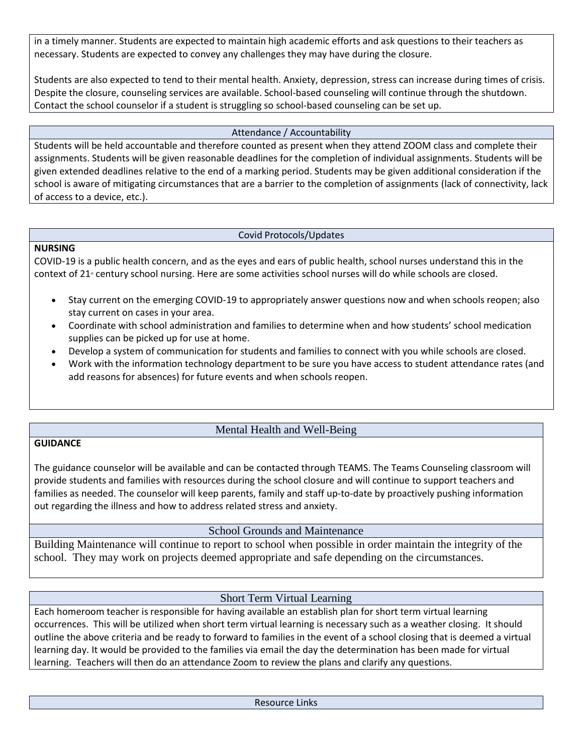in a timely manner. Students are expected to maintain high academic efforts and ask questions to their teachers as necessary. Students are expected to convey any challenges they may have during the closure.

Students are also expected to tend to their mental health. Anxiety, depression, stress can increase during times of crisis. Despite the closure, counseling services are available. School-based counseling will continue through the shutdown. Contact the school counselor if a student is struggling so school-based counseling can be set up.

## Attendance / Accountability

Students will be held accountable and therefore counted as present when they attend ZOOM class and complete their assignments. Students will be given reasonable deadlines for the completion of individual assignments. Students will be given extended deadlines relative to the end of a marking period. Students may be given additional consideration if the school is aware of mitigating circumstances that are a barrier to the completion of assignments (lack of connectivity, lack of access to a device, etc.).

## Covid Protocols/Updates

**NURSING**

COVID-19 is a public health concern, and as the eyes and ears of public health, school nurses understand this in the context of 21st century school nursing. Here are some activities school nurses will do while schools are closed.

- Stay current on the emerging COVID-19 to appropriately answer questions now and when schools reopen; also stay current on cases in your area.
- Coordinate with school administration and families to determine when and how students' school medication supplies can be picked up for use at home.
- Develop a system of communication for students and families to connect with you while schools are closed.
- Work with the information technology department to be sure you have access to student attendance rates (and add reasons for absences) for future events and when schools reopen.

## Mental Health and Well-Being

**GUIDANCE**

The guidance counselor will be available and can be contacted through TEAMS. The Teams Counseling classroom will provide students and families with resources during the school closure and will continue to support teachers and families as needed. The counselor will keep parents, family and staff up-to-date by proactively pushing information out regarding the illness and how to address related stress and anxiety.

## School Grounds and Maintenance

Building Maintenance will continue to report to school when possible in order maintain the integrity of the school. They may work on projects deemed appropriate and safe depending on the circumstances.

## Short Term Virtual Learning

Each homeroom teacher is responsible for having available an establish plan for short term virtual learning occurrences. This will be utilized when short term virtual learning is necessary such as a weather closing. It should outline the above criteria and be ready to forward to families in the event of a school closing that is deemed a virtual learning day. It would be provided to the families via email the day the determination has been made for virtual learning. Teachers will then do an attendance Zoom to review the plans and clarify any questions.

## Resource Links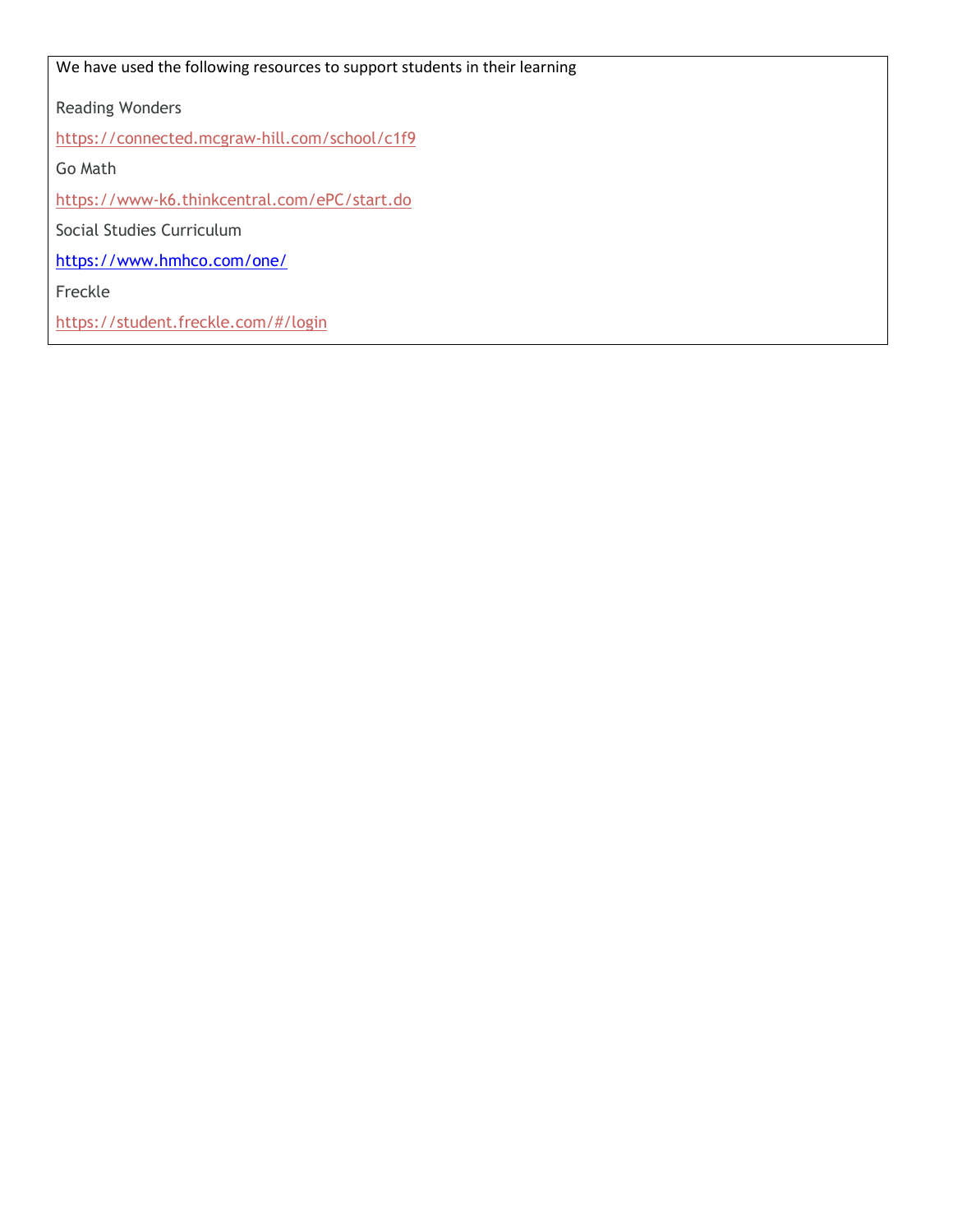We have used the following resources to support students in their learning

Reading Wonders

https://connected.mcgraw-hill.com/school/c1f9

Go Math

https://www-k6.thinkcentral.com/ePC/start.do

Social Studies Curriculum

https://www.hmhco.com/one/

Freckle

https://student.freckle.com/#/login